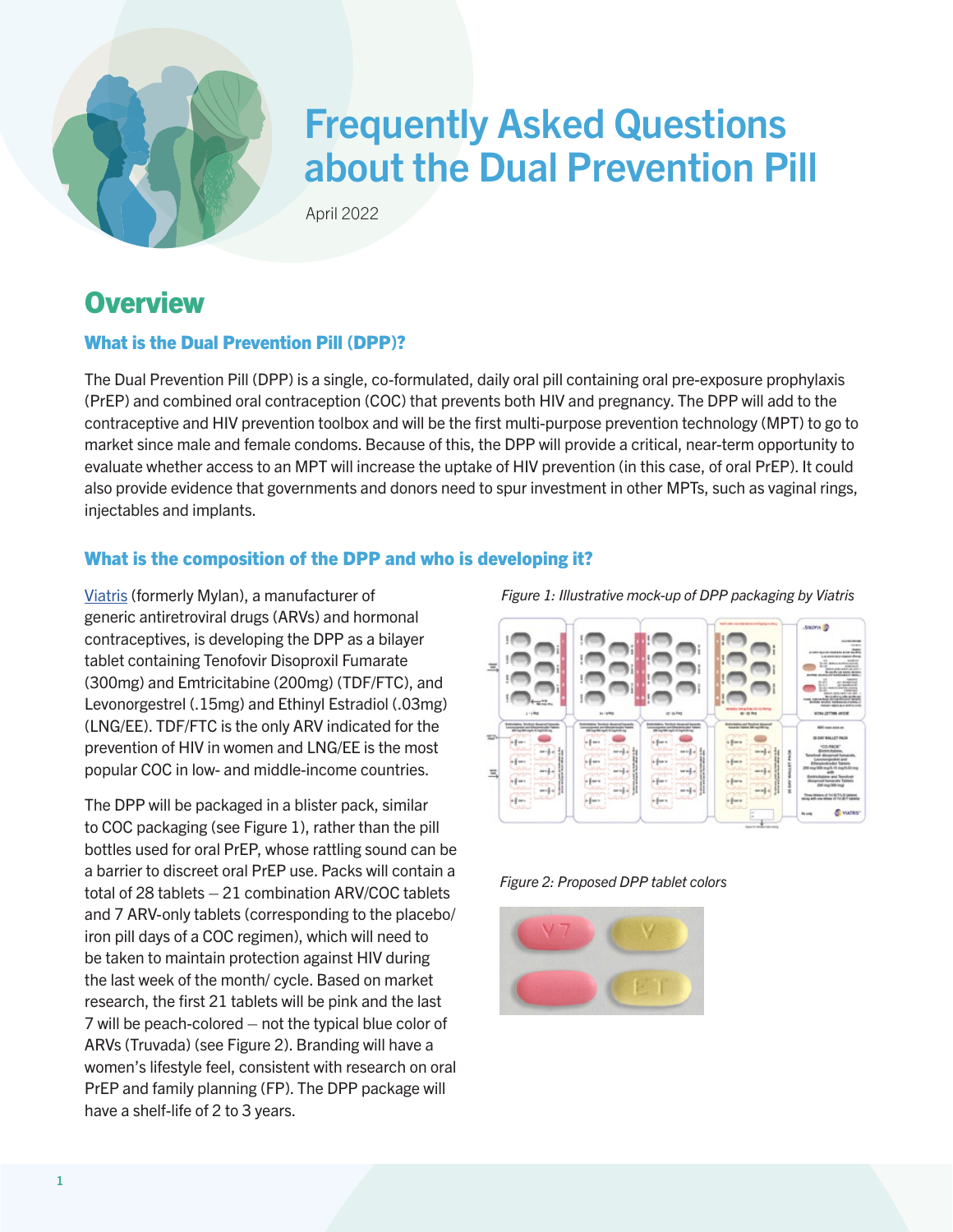# Frequently Asked Questions about the Dual Prevention Pill

April 2022

## Overview

### What is the Dual Prevention Pill (DPP)?

The Dual Prevention Pill (DPP) is a single, co-formulated, daily oral pill containing oral pre-exposure prophylaxis (PrEP) and combined oral contraception (COC) that prevents both HIV and pregnancy. The DPP will add to the contraceptive and HIV prevention toolbox and will be the first multi-purpose prevention technology (MPT) to go to market since male and female condoms. Because of this, the DPP will provide a critical, near-term opportunity to evaluate whether access to an MPT will increase the uptake of HIV prevention (in this case, of oral PrEP). It could also provide evidence that governments and donors need to spur investment in other MPTs, such as vaginal rings, injectables and implants.

### What is the composition of the DPP and who is developing it?

Viatris (formerly Mylan), a manufacturer of generic antiretroviral drugs (ARVs) and hormonal contraceptives, is developing the DPP as a bilayer tablet containing Tenofovir Disoproxil Fumarate (300mg) and Emtricitabine (200mg) (TDF/FTC), and Levonorgestrel (.15mg) and Ethinyl Estradiol (.03mg) (LNG/EE). TDF/FTC is the only ARV indicated for the prevention of HIV in women and LNG/EE is the most popular COC in low- and middle-income countries.

The DPP will be packaged in a blister pack, similar to COC packaging (see Figure 1), rather than the pill bottles used for oral PrEP, whose rattling sound can be a barrier to discreet oral PrEP use. Packs will contain a total of 28 tablets – 21 combination ARV/COC tablets and 7 ARV-only tablets (corresponding to the placebo/ iron pill days of a COC regimen), which will need to be taken to maintain protection against HIV during the last week of the month/ cycle. Based on market research, the first 21 tablets will be pink and the last 7 will be peach-colored – not the typical blue color of ARVs (Truvada) (see Figure 2). Branding will have a women's lifestyle feel, consistent with research on oral PrEP and family planning (FP). The DPP package will have a shelf-life of 2 to 3 years.

*Figure 1: Illustrative mock-up of DPP packaging by Viatris*

*Figure 2: Proposed DPP tablet colors*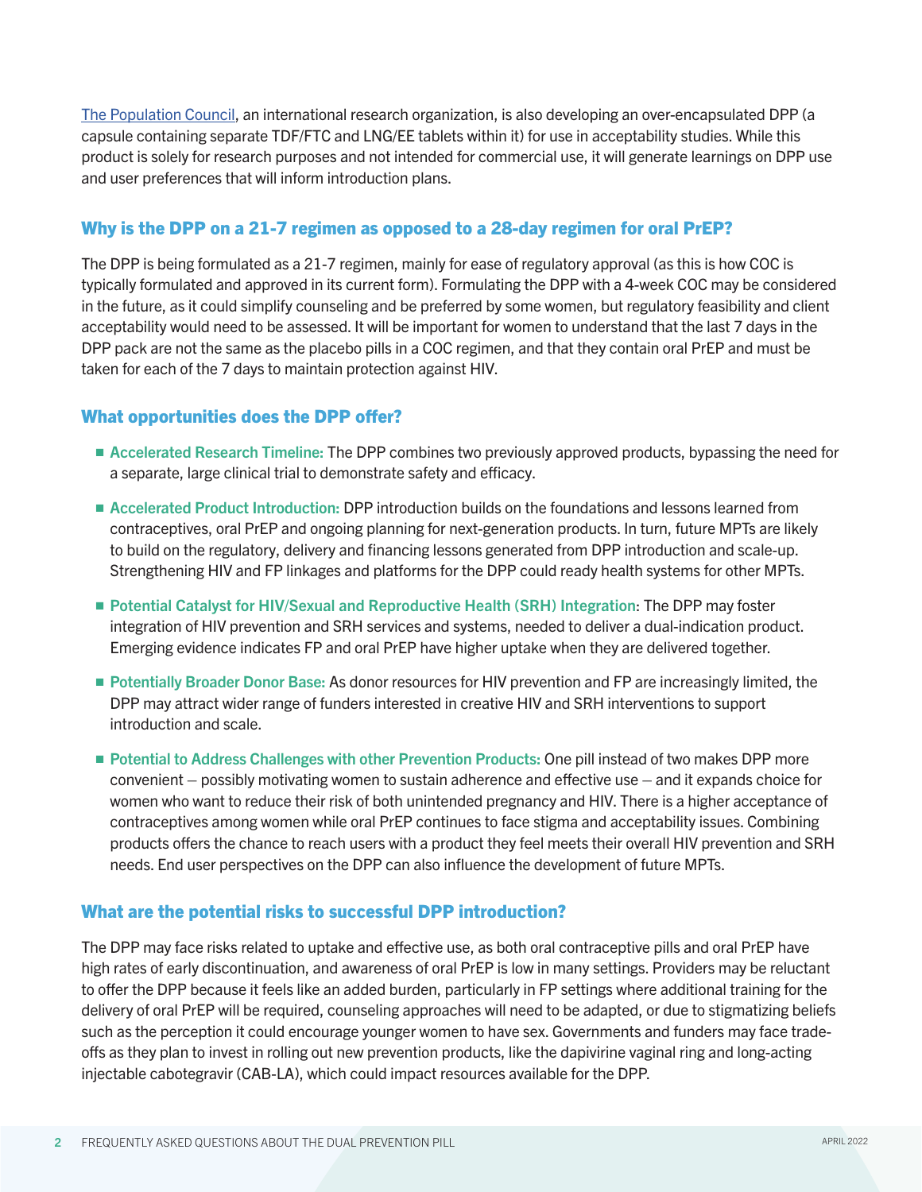[The Population Council](), an international research organization, is also developing an over-encapsulated DPP (a capsule containing separate TDF/FTC and LNG/EE tablets within it) for use in acceptability studies. While this product is solely for research purposes and not intended for commercial use, it will generate learnings on DPP use and user preferences that will inform introduction plans.

## Why is the DPP on a 21-7 regimen as opposed to a 28-day regimen for oral PrEP?

The DPP is being formulated as a 21-7 regimen, mainly for ease of regulatory approval (as this is how COC is typically formulated and approved in its current form). Formulating the DPP with a 4-week COC may be considered in the future, as it could simplify counseling and be preferred by some women, but regulatory feasibility and client acceptability would need to be assessed. It will be important for women to understand that the last 7 days in the DPP pack are not the same as the placebo pills in a COC regimen, and that they contain oral PrEP and must be taken for each of the 7 days to maintain protection against HIV.

## What opportunities does the DPP offer?

- **Accelerated Research Timeline:** The DPP combines two previously approved products, bypassing the need for a separate, large clinical trial to demonstrate safety and efficacy.
- **Accelerated Product Introduction:** DPP introduction builds on the foundations and lessons learned from contraceptives, oral PrEP and ongoing planning for next-generation products. In turn, future MPTs are likely to build on the regulatory, delivery and financing lessons generated from DPP introduction and scale-up. Strengthening HIV and FP linkages and platforms for the DPP could ready health systems for other MPTs.
- **Potential Catalyst for HIV/Sexual and Reproductive Health (SRH) Integration**: The DPP may foster integration of HIV prevention and SRH services and systems, needed to deliver a dual-indication product. Emerging evidence indicates FP and oral PrEP have higher uptake when they are delivered together.
- **Potentially Broader Donor Base:** As donor resources for HIV prevention and FP are increasingly limited, the DPP may attract wider range of funders interested in creative HIV and SRH interventions to support introduction and scale.
- **Potential to Address Challenges with other Prevention Products:** One pill instead of two makes DPP more convenient – possibly motivating women to sustain adherence and effective use – and it expands choice for women who want to reduce their risk of both unintended pregnancy and HIV. There is a higher acceptance of contraceptives among women while oral PrEP continues to face stigma and acceptability issues. Combining products offers the chance to reach users with a product they feel meets their overall HIV prevention and SRH needs. End user perspectives on the DPP can also influence the development of future MPTs.

## What are the potential risks to successful DPP introduction?

The DPP may face risks related to uptake and effective use, as both oral contraceptive pills and oral PrEP have high rates of early discontinuation, and awareness of oral PrEP is low in many settings. Providers may be reluctant to offer the DPP because it feels like an added burden, particularly in FP settings where additional training for the delivery of oral PrEP will be required, counseling approaches will need to be adapted, or due to stigmatizing beliefs such as the perception it could encourage younger women to have sex. Governments and funders may face trade-offs as they plan to invest in rolling out new prevention products, like the dapivirine vaginal ring and long-acting injectable cabotegravir (CAB-LA), which could impact resources available for the DPP.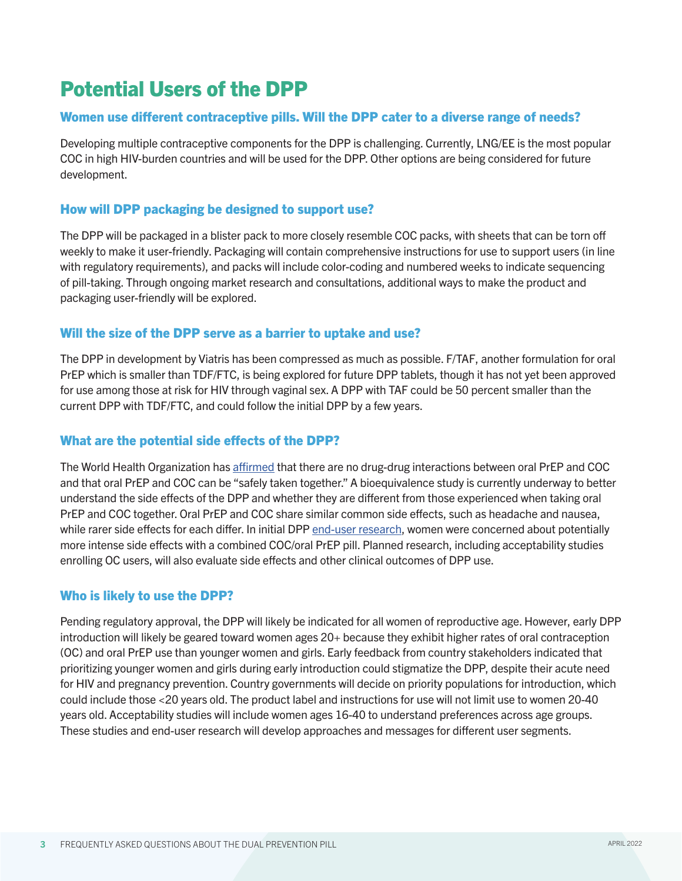# Potential Users of the DPP

## Women use different contraceptive pills. Will the DPP cater to a diverse range of needs?

Developing multiple contraceptive components for the DPP is challenging. Currently, LNG/EE is the most popular COC in high HIV-burden countries and will be used for the DPP. Other options are being considered for future development.

## How will DPP packaging be designed to support use?

The DPP will be packaged in a blister pack to more closely resemble COC packs, with sheets that can be torn off weekly to make it user-friendly. Packaging will contain comprehensive instructions for use to support users (in line with regulatory requirements), and packs will include color-coding and numbered weeks to indicate sequencing of pill-taking. Through ongoing market research and consultations, additional ways to make the product and packaging user-friendly will be explored.

## Will the size of the DPP serve as a barrier to uptake and use?

The DPP in development by Viatris has been compressed as much as possible. F/TAF, another formulation for oral PrEP which is smaller than TDF/FTC, is being explored for future DPP tablets, though it has not yet been approved for use among those at risk for HIV through vaginal sex. A DPP with TAF could be 50 percent smaller than the current DPP with TDF/FTC, and could follow the initial DPP by a few years.

## What are the potential side effects of the DPP?

The World Health Organization has affirmed that there are no drug-drug interactions between oral PrEP and COC and that oral PrEP and COC can be "safely taken together." A bioequivalence study is currently underway to better understand the side effects of the DPP and whether they are different from those experienced when taking oral PrEP and COC together. Oral PrEP and COC share similar common side effects, such as headache and nausea, while rarer side effects for each differ. In initial DPP end-user research, women were concerned about potentially more intense side effects with a combined COC/oral PrEP pill. Planned research, including acceptability studies enrolling OC users, will also evaluate side effects and other clinical outcomes of DPP use.

## Who is likely to use the DPP?

Pending regulatory approval, the DPP will likely be indicated for all women of reproductive age. However, early DPP introduction will likely be geared toward women ages 20+ because they exhibit higher rates of oral contraception (OC) and oral PrEP use than younger women and girls. Early feedback from country stakeholders indicated that prioritizing younger women and girls during early introduction could stigmatize the DPP, despite their acute need for HIV and pregnancy prevention. Country governments will decide on priority populations for introduction, which could include those <20 years old. The product label and instructions for use will not limit use to women 20-40 years old. Acceptability studies will include women ages 16-40 to understand preferences across age groups. These studies and end-user research will develop approaches and messages for different user segments.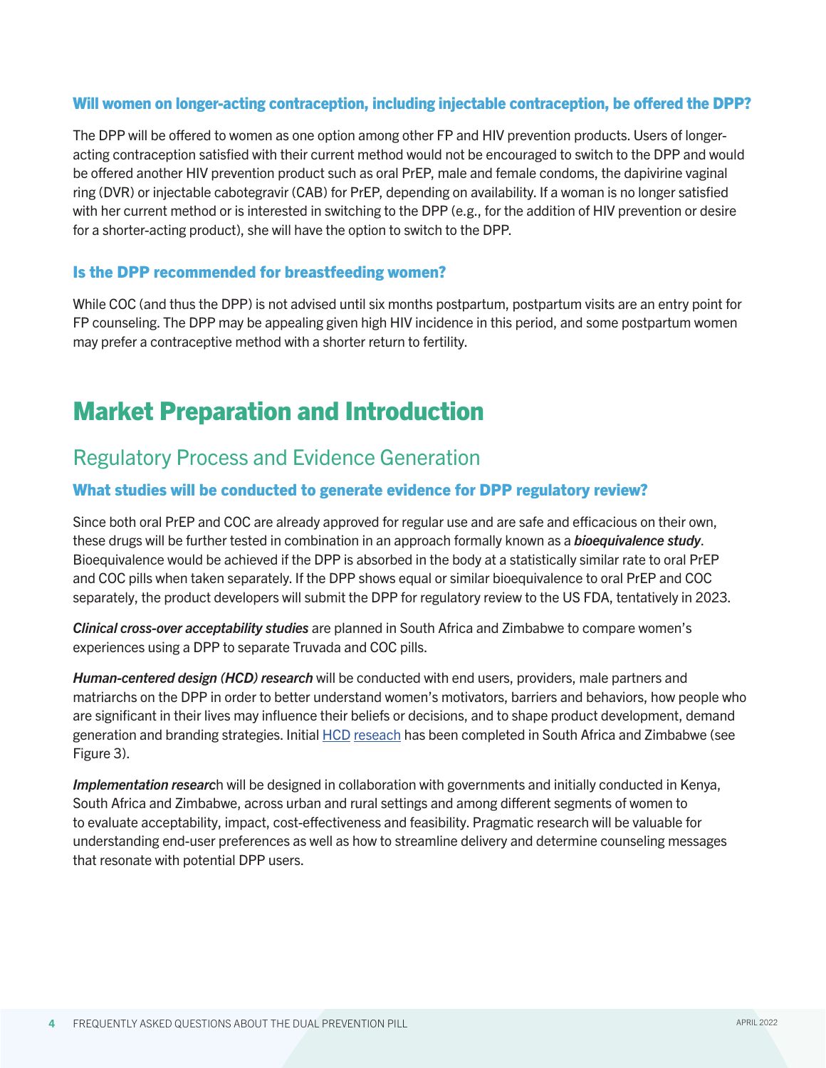### Will women on longer-acting contraception, including injectable contraception, be offered the DPP?

The DPP will be offered to women as one option among other FP and HIV prevention products. Users of longer-acting contraception satisfied with their current method would not be encouraged to switch to the DPP and would be offered another HIV prevention product such as oral PrEP, male and female condoms, the dapivirine vaginal ring (DVR) or injectable cabotegravir (CAB) for PrEP, depending on availability. If a woman is no longer satisfied with her current method or is interested in switching to the DPP (e.g., for the addition of HIV prevention or desire for a shorter-acting product), she will have the option to switch to the DPP.

### Is the DPP recommended for breastfeeding women?

While COC (and thus the DPP) is not advised until six months postpartum, postpartum visits are an entry point for FP counseling. The DPP may be appealing given high HIV incidence in this period, and some postpartum women may prefer a contraceptive method with a shorter return to fertility.

# Market Preparation and Introduction

## Regulatory Process and Evidence Generation

### What studies will be conducted to generate evidence for DPP regulatory review?

Since both oral PrEP and COC are already approved for regular use and are safe and efficacious on their own, these drugs will be further tested in combination in an approach formally known as a ***bioequivalence study***. Bioequivalence would be achieved if the DPP is absorbed in the body at a statistically similar rate to oral PrEP and COC pills when taken separately. If the DPP shows equal or similar bioequivalence to oral PrEP and COC separately, the product developers will submit the DPP for regulatory review to the US FDA, tentatively in 2023.

***Clinical cross-over acceptability studies*** are planned in South Africa and Zimbabwe to compare women's experiences using a DPP to separate Truvada and COC pills.

***Human-centered design (HCD) research*** will be conducted with end users, providers, male partners and matriarchs on the DPP in order to better understand women's motivators, barriers and behaviors, how people who are significant in their lives may influence their beliefs or decisions, and to shape product development, demand generation and branding strategies. Initial HCD reseach has been completed in South Africa and Zimbabwe (see Figure 3).

***Implementation researc***h will be designed in collaboration with governments and initially conducted in Kenya, South Africa and Zimbabwe, across urban and rural settings and among different segments of women to to evaluate acceptability, impact, cost-effectiveness and feasibility. Pragmatic research will be valuable for understanding end-user preferences as well as how to streamline delivery and determine counseling messages that resonate with potential DPP users.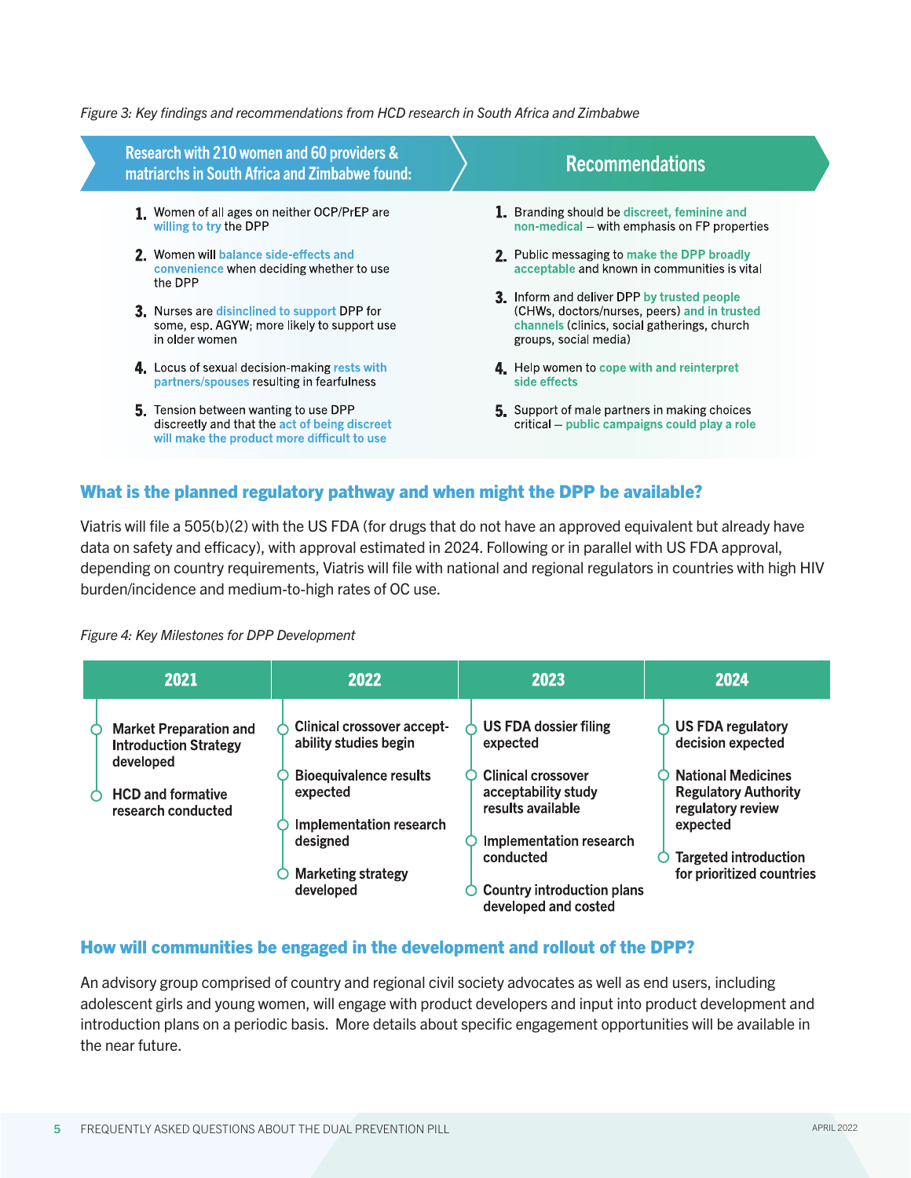*Figure 3: Key findings and recommendations from HCD research in South Africa and Zimbabwe*

| Research with 210 women and 60 providers & matriarchs in South Africa and Zimbabwe found: | Recommendations |
|---|---|
| 1. Women of all ages on neither OCP/PrEP are willing to try the DPP | 1. Branding should be discreet, feminine and non-medical – with emphasis on FP properties |
| 2. Women will balance side-effects and convenience when deciding whether to use the DPP | 2. Public messaging to make the DPP broadly acceptable and known in communities is vital |
| 3. Nurses are disinclined to support DPP for some, esp. AGYW; more likely to support use in older women | 3. Inform and deliver DPP by trusted people (CHWs, doctors/nurses, peers) and in trusted channels (clinics, social gatherings, church groups, social media) |
| 4. Locus of sexual decision-making rests with partners/spouses resulting in fearfulness | 4. Help women to cope with and reinterpret side effects |
| 5. Tension between wanting to use DPP discreetly and that the act of being discreet will make the product more difficult to use | 5. Support of male partners in making choices critical – public campaigns could play a role |

## What is the planned regulatory pathway and when might the DPP be available?

Viatris will file a 505(b)(2) with the US FDA (for drugs that do not have an approved equivalent but already have data on safety and efficacy), with approval estimated in 2024. Following or in parallel with US FDA approval, depending on country requirements, Viatris will file with national and regional regulators in countries with high HIV burden/incidence and medium-to-high rates of OC use.

*Figure 4: Key Milestones for DPP Development*

| 2021 | 2022 | 2023 | 2024 |
|---|---|---|---|
| Market Preparation and Introduction Strategy developed | Clinical crossover acceptability studies begin | US FDA dossier filing expected | US FDA regulatory decision expected |
| HCD and formative research conducted | Bioequivalence results expected | Clinical crossover acceptability study results available | National Medicines Regulatory Authority regulatory review expected |
| | Implementation research designed | Implementation research conducted | Targeted introduction for prioritized countries |
| | Marketing strategy developed | Country introduction plans developed and costed | |

## How will communities be engaged in the development and rollout of the DPP?

An advisory group comprised of country and regional civil society advocates as well as end users, including adolescent girls and young women, will engage with product developers and input into product development and introduction plans on a periodic basis. More details about specific engagement opportunities will be available in the near future.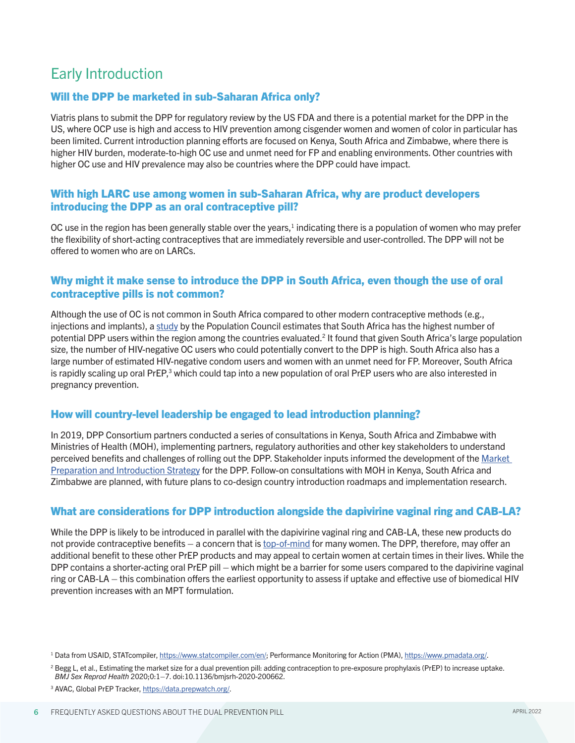## Early Introduction

### Will the DPP be marketed in sub-Saharan Africa only?

Viatris plans to submit the DPP for regulatory review by the US FDA and there is a potential market for the DPP in the US, where OCP use is high and access to HIV prevention among cisgender women and women of color in particular has been limited. Current introduction planning efforts are focused on Kenya, South Africa and Zimbabwe, where there is higher HIV burden, moderate-to-high OC use and unmet need for FP and enabling environments. Other countries with higher OC use and HIV prevalence may also be countries where the DPP could have impact.

### With high LARC use among women in sub-Saharan Africa, why are product developers introducing the DPP as an oral contraceptive pill?

OC use in the region has been generally stable over the years,[1] indicating there is a population of women who may prefer the flexibility of short-acting contraceptives that are immediately reversible and user-controlled. The DPP will not be offered to women who are on LARCs.

### Why might it make sense to introduce the DPP in South Africa, even though the use of oral contraceptive pills is not common?

Although the use of OC is not common in South Africa compared to other modern contraceptive methods (e.g., injections and implants), a study by the Population Council estimates that South Africa has the highest number of potential DPP users within the region among the countries evaluated.[2] It found that given South Africa's large population size, the number of HIV-negative OC users who could potentially convert to the DPP is high. South Africa also has a large number of estimated HIV-negative condom users and women with an unmet need for FP. Moreover, South Africa is rapidly scaling up oral PrEP,[3] which could tap into a new population of oral PrEP users who are also interested in pregnancy prevention.

### How will country-level leadership be engaged to lead introduction planning?

In 2019, DPP Consortium partners conducted a series of consultations in Kenya, South Africa and Zimbabwe with Ministries of Health (MOH), implementing partners, regulatory authorities and other key stakeholders to understand perceived benefits and challenges of rolling out the DPP. Stakeholder inputs informed the development of the Market Preparation and Introduction Strategy for the DPP. Follow-on consultations with MOH in Kenya, South Africa and Zimbabwe are planned, with future plans to co-design country introduction roadmaps and implementation research.

### What are considerations for DPP introduction alongside the dapivirine vaginal ring and CAB-LA?

While the DPP is likely to be introduced in parallel with the dapivirine vaginal ring and CAB-LA, these new products do not provide contraceptive benefits – a concern that is top-of-mind for many women. The DPP, therefore, may offer an additional benefit to these other PrEP products and may appeal to certain women at certain times in their lives. While the DPP contains a shorter-acting oral PrEP pill – which might be a barrier for some users compared to the dapivirine vaginal ring or CAB-LA – this combination offers the earliest opportunity to assess if uptake and effective use of biomedical HIV prevention increases with an MPT formulation.

---

[1] Data from USAID, STATcompiler, https://www.statcompiler.com/en/; Performance Monitoring for Action (PMA), https://www.pmadata.org/.

[2] Begg L, et al., Estimating the market size for a dual prevention pill: adding contraception to pre-exposure prophylaxis (PrEP) to increase uptake. *BMJ Sex Reprod Health* 2020;0:1–7. doi:10.1136/bmjsrh-2020-200662.

[3] AVAC, Global PrEP Tracker, https://data.prepwatch.org/.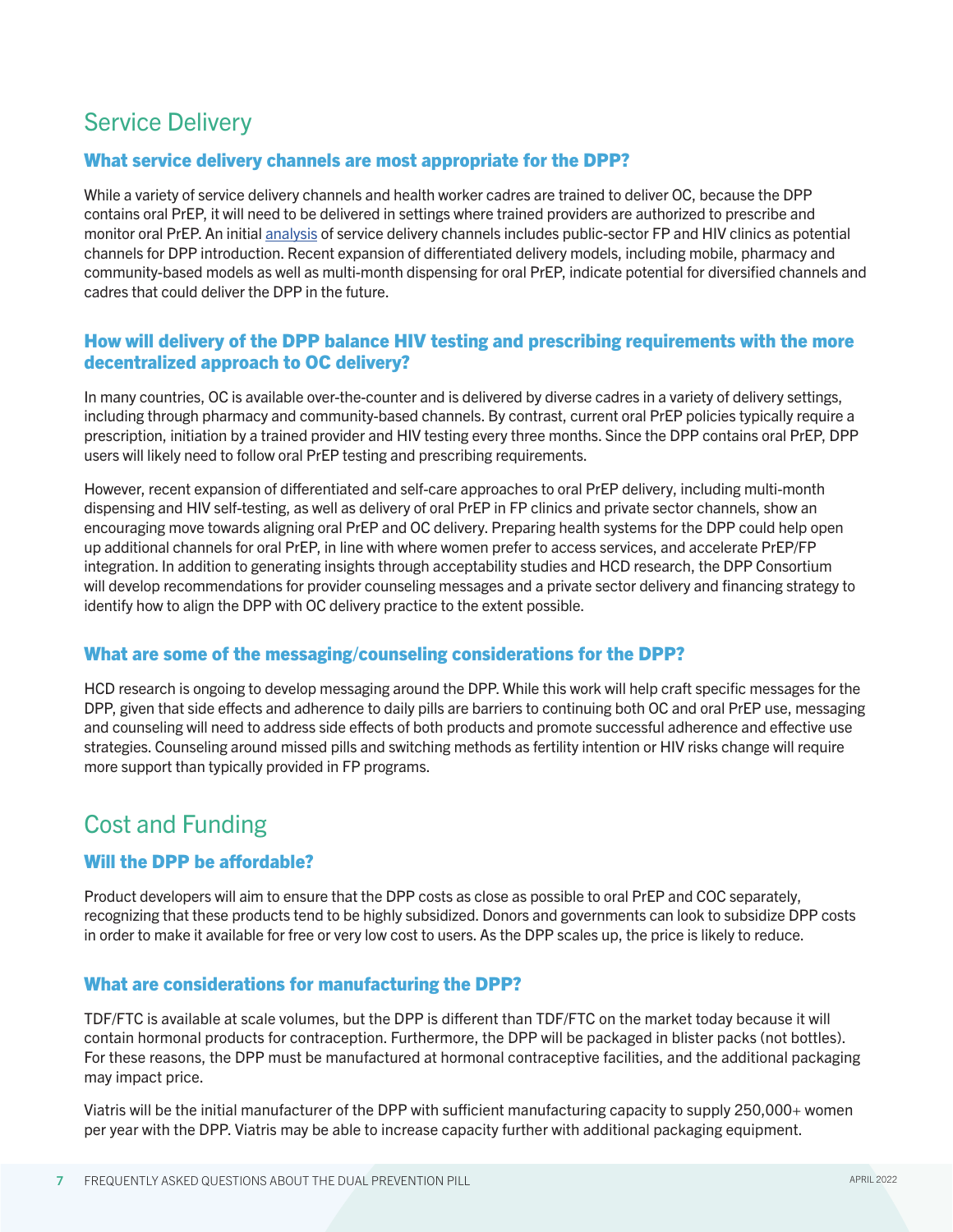## Service Delivery

### What service delivery channels are most appropriate for the DPP?

While a variety of service delivery channels and health worker cadres are trained to deliver OC, because the DPP contains oral PrEP, it will need to be delivered in settings where trained providers are authorized to prescribe and monitor oral PrEP. An initial analysis of service delivery channels includes public-sector FP and HIV clinics as potential channels for DPP introduction. Recent expansion of differentiated delivery models, including mobile, pharmacy and community-based models as well as multi-month dispensing for oral PrEP, indicate potential for diversified channels and cadres that could deliver the DPP in the future.

### How will delivery of the DPP balance HIV testing and prescribing requirements with the more decentralized approach to OC delivery?

In many countries, OC is available over-the-counter and is delivered by diverse cadres in a variety of delivery settings, including through pharmacy and community-based channels. By contrast, current oral PrEP policies typically require a prescription, initiation by a trained provider and HIV testing every three months. Since the DPP contains oral PrEP, DPP users will likely need to follow oral PrEP testing and prescribing requirements.

However, recent expansion of differentiated and self-care approaches to oral PrEP delivery, including multi-month dispensing and HIV self-testing, as well as delivery of oral PrEP in FP clinics and private sector channels, show an encouraging move towards aligning oral PrEP and OC delivery. Preparing health systems for the DPP could help open up additional channels for oral PrEP, in line with where women prefer to access services, and accelerate PrEP/FP integration. In addition to generating insights through acceptability studies and HCD research, the DPP Consortium will develop recommendations for provider counseling messages and a private sector delivery and financing strategy to identify how to align the DPP with OC delivery practice to the extent possible.

### What are some of the messaging/counseling considerations for the DPP?

HCD research is ongoing to develop messaging around the DPP. While this work will help craft specific messages for the DPP, given that side effects and adherence to daily pills are barriers to continuing both OC and oral PrEP use, messaging and counseling will need to address side effects of both products and promote successful adherence and effective use strategies. Counseling around missed pills and switching methods as fertility intention or HIV risks change will require more support than typically provided in FP programs.

## Cost and Funding

### Will the DPP be affordable?

Product developers will aim to ensure that the DPP costs as close as possible to oral PrEP and COC separately, recognizing that these products tend to be highly subsidized. Donors and governments can look to subsidize DPP costs in order to make it available for free or very low cost to users. As the DPP scales up, the price is likely to reduce.

### What are considerations for manufacturing the DPP?

TDF/FTC is available at scale volumes, but the DPP is different than TDF/FTC on the market today because it will contain hormonal products for contraception. Furthermore, the DPP will be packaged in blister packs (not bottles). For these reasons, the DPP must be manufactured at hormonal contraceptive facilities, and the additional packaging may impact price.

Viatris will be the initial manufacturer of the DPP with sufficient manufacturing capacity to supply 250,000+ women per year with the DPP. Viatris may be able to increase capacity further with additional packaging equipment.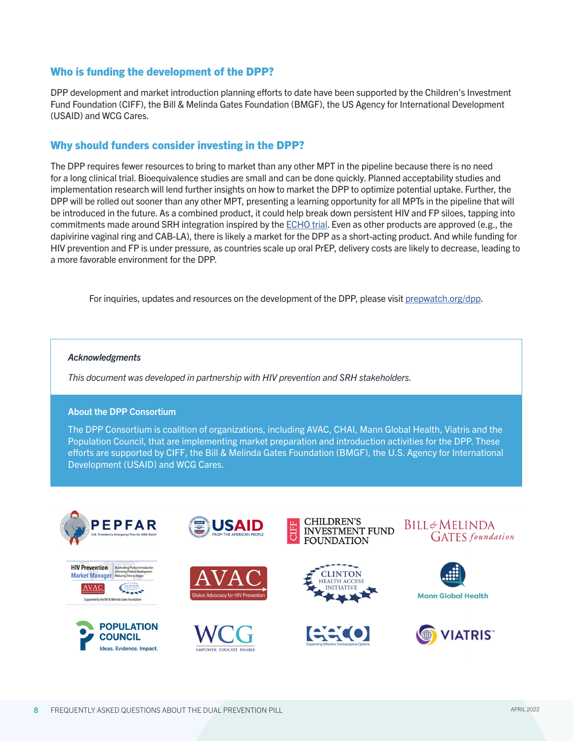## Who is funding the development of the DPP?

DPP development and market introduction planning efforts to date have been supported by the Children's Investment Fund Foundation (CIFF), the Bill & Melinda Gates Foundation (BMGF), the US Agency for International Development (USAID) and WCG Cares.

## Why should funders consider investing in the DPP?

The DPP requires fewer resources to bring to market than any other MPT in the pipeline because there is no need for a long clinical trial. Bioequivalence studies are small and can be done quickly. Planned acceptability studies and implementation research will lend further insights on how to market the DPP to optimize potential uptake. Further, the DPP will be rolled out sooner than any other MPT, presenting a learning opportunity for all MPTs in the pipeline that will be introduced in the future. As a combined product, it could help break down persistent HIV and FP siloes, tapping into commitments made around SRH integration inspired by the ECHO trial. Even as other products are approved (e.g., the dapivirine vaginal ring and CAB-LA), there is likely a market for the DPP as a short-acting product. And while funding for HIV prevention and FP is under pressure, as countries scale up oral PrEP, delivery costs are likely to decrease, leading to a more favorable environment for the DPP.

For inquiries, updates and resources on the development of the DPP, please visit prepwatch.org/dpp.

***Acknowledgments***

*This document was developed in partnership with HIV prevention and SRH stakeholders.*

**About the DPP Consortium**

The DPP Consortium is coalition of organizations, including AVAC, CHAI, Mann Global Health, Viatris and the Population Council, that are implementing market preparation and introduction activities for the DPP. These efforts are supported by CIFF, the Bill & Melinda Gates Foundation (BMGF), the U.S. Agency for International Development (USAID) and WCG Cares.